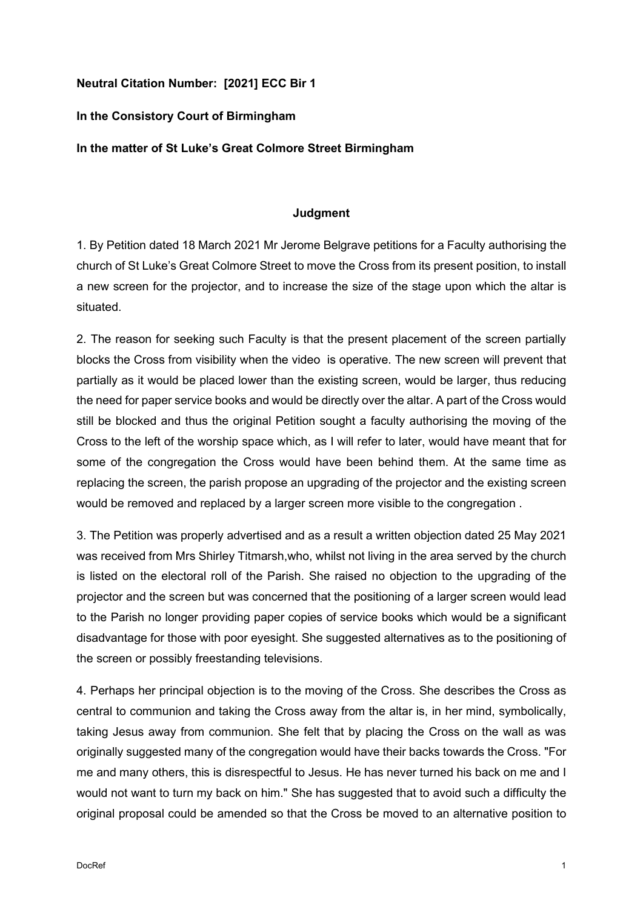**Neutral Citation Number: [2021] ECC Bir 1**

**In the Consistory Court of Birmingham**

**In the matter of St Luke's Great Colmore Street Birmingham**

**Judgment**

1. By Petition dated 18 March 2021 Mr Jerome Belgrave petitions for a Faculty authorising the church of St Luke's Great Colmore Street to move the Cross from its present position, to install a new screen for the projector, and to increase the size of the stage upon which the altar is situated.

2. The reason for seeking such Faculty is that the present placement of the screen partially blocks the Cross from visibility when the video is operative. The new screen will prevent that partially as it would be placed lower than the existing screen, would be larger, thus reducing the need for paper service books and would be directly over the altar. A part of the Cross would still be blocked and thus the original Petition sought a faculty authorising the moving of the Cross to the left of the worship space which, as I will refer to later, would have meant that for some of the congregation the Cross would have been behind them. At the same time as replacing the screen, the parish propose an upgrading of the projector and the existing screen would be removed and replaced by a larger screen more visible to the congregation .

3. The Petition was properly advertised and as a result a written objection dated 25 May 2021 was received from Mrs Shirley Titmarsh,who, whilst not living in the area served by the church is listed on the electoral roll of the Parish. She raised no objection to the upgrading of the projector and the screen but was concerned that the positioning of a larger screen would lead to the Parish no longer providing paper copies of service books which would be a significant disadvantage for those with poor eyesight. She suggested alternatives as to the positioning of the screen or possibly freestanding televisions.

4. Perhaps her principal objection is to the moving of the Cross. She describes the Cross as central to communion and taking the Cross away from the altar is, in her mind, symbolically, taking Jesus away from communion. She felt that by placing the Cross on the wall as was originally suggested many of the congregation would have their backs towards the Cross. "For me and many others, this is disrespectful to Jesus. He has never turned his back on me and I would not want to turn my back on him." She has suggested that to avoid such a difficulty the original proposal could be amended so that the Cross be moved to an alternative position to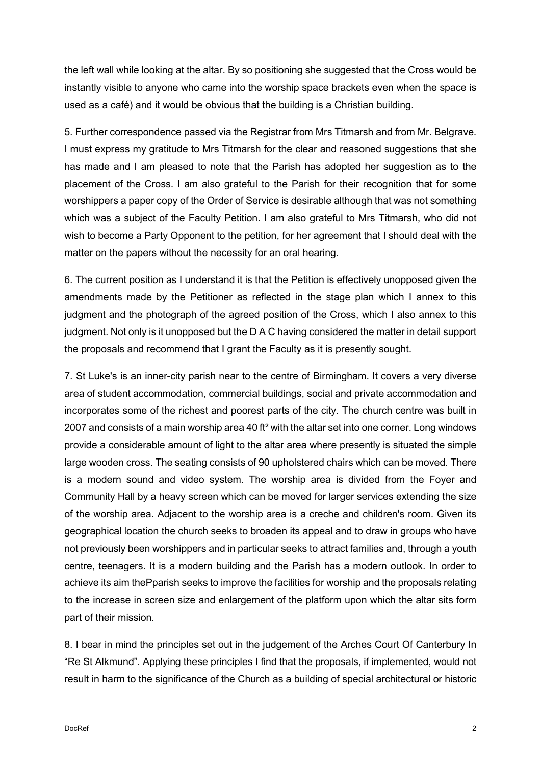the left wall while looking at the altar. By so positioning she suggested that the Cross would be instantly visible to anyone who came into the worship space brackets even when the space is used as a café) and it would be obvious that the building is a Christian building.

5. Further correspondence passed via the Registrar from Mrs Titmarsh and from Mr. Belgrave. I must express my gratitude to Mrs Titmarsh for the clear and reasoned suggestions that she has made and I am pleased to note that the Parish has adopted her suggestion as to the placement of the Cross. I am also grateful to the Parish for their recognition that for some worshippers a paper copy of the Order of Service is desirable although that was not something which was a subject of the Faculty Petition. I am also grateful to Mrs Titmarsh, who did not wish to become a Party Opponent to the petition, for her agreement that I should deal with the matter on the papers without the necessity for an oral hearing.

6. The current position as I understand it is that the Petition is effectively unopposed given the amendments made by the Petitioner as reflected in the stage plan which I annex to this judgment and the photograph of the agreed position of the Cross, which I also annex to this judgment. Not only is it unopposed but the D A C having considered the matter in detail support the proposals and recommend that I grant the Faculty as it is presently sought.

7. St Luke's is an inner-city parish near to the centre of Birmingham. It covers a very diverse area of student accommodation, commercial buildings, social and private accommodation and incorporates some of the richest and poorest parts of the city. The church centre was built in 2007 and consists of a main worship area 40 ft² with the altar set into one corner. Long windows provide a considerable amount of light to the altar area where presently is situated the simple large wooden cross. The seating consists of 90 upholstered chairs which can be moved. There is a modern sound and video system. The worship area is divided from the Foyer and Community Hall by a heavy screen which can be moved for larger services extending the size of the worship area. Adjacent to the worship area is a creche and children's room. Given its geographical location the church seeks to broaden its appeal and to draw in groups who have not previously been worshippers and in particular seeks to attract families and, through a youth centre, teenagers. It is a modern building and the Parish has a modern outlook. In order to achieve its aim thePparish seeks to improve the facilities for worship and the proposals relating to the increase in screen size and enlargement of the platform upon which the altar sits form part of their mission.

8. I bear in mind the principles set out in the judgement of the Arches Court Of Canterbury In "Re St Alkmund". Applying these principles I find that the proposals, if implemented, would not result in harm to the significance of the Church as a building of special architectural or historic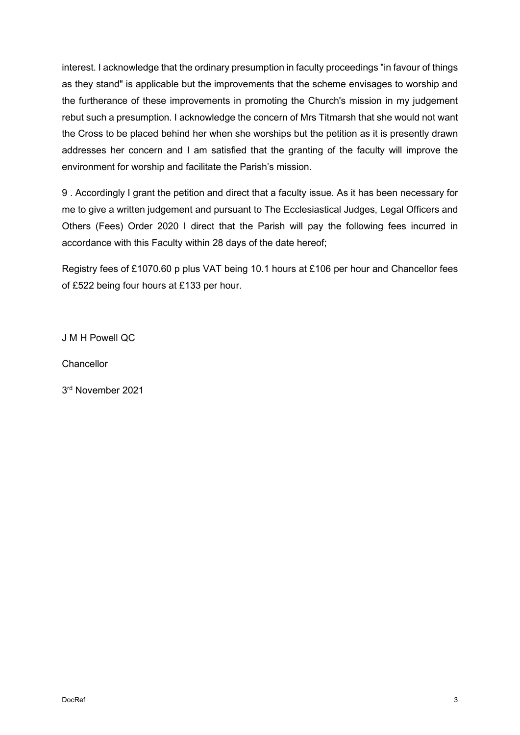interest. I acknowledge that the ordinary presumption in faculty proceedings "in favour of things as they stand" is applicable but the improvements that the scheme envisages to worship and the furtherance of these improvements in promoting the Church's mission in my judgement rebut such a presumption. I acknowledge the concern of Mrs Titmarsh that she would not want the Cross to be placed behind her when she worships but the petition as it is presently drawn addresses her concern and I am satisfied that the granting of the faculty will improve the environment for worship and facilitate the Parish's mission.

9 . Accordingly I grant the petition and direct that a faculty issue. As it has been necessary for me to give a written judgement and pursuant to The Ecclesiastical Judges, Legal Officers and Others (Fees) Order 2020 I direct that the Parish will pay the following fees incurred in accordance with this Faculty within 28 days of the date hereof;

Registry fees of £1070.60 p plus VAT being 10.1 hours at £106 per hour and Chancellor fees of £522 being four hours at £133 per hour.

J M H Powell QC

Chancellor

3rd November 2021